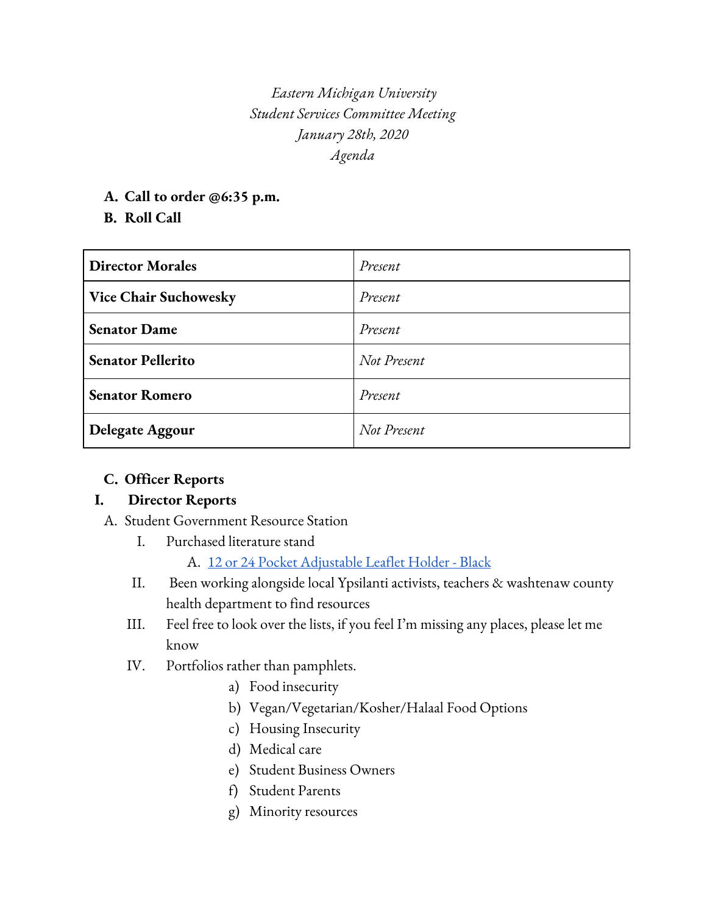*Eastern Michigan University*
*Student Services Committee Meeting*
*January 28th, 2020*
*Agenda*

**A. Call to order @6:35 p.m.**

**B. Roll Call**

| **Director Morales** | *Present* |
|---|---|
| **Vice Chair Suchowesky** | *Present* |
| **Senator Dame** | *Present* |
| **Senator Pellerito** | *Not Present* |
| **Senator Romero** | *Present* |
| **Delegate Aggour** | *Not Present* |

**C. Officer Reports**

**I. Director Reports**

A. Student Government Resource Station
   - I. Purchased literature stand
     - A. 12 or 24 Pocket Adjustable Leaflet Holder - Black
   - II. Been working alongside local Ypsilanti activists, teachers & washtenaw county health department to find resources
   - III. Feel free to look over the lists, if you feel I'm missing any places, please let me know
   - IV. Portfolios rather than pamphlets.
     - a) Food insecurity
     - b) Vegan/Vegetarian/Kosher/Halaal Food Options
     - c) Housing Insecurity
     - d) Medical care
     - e) Student Business Owners
     - f) Student Parents
     - g) Minority resources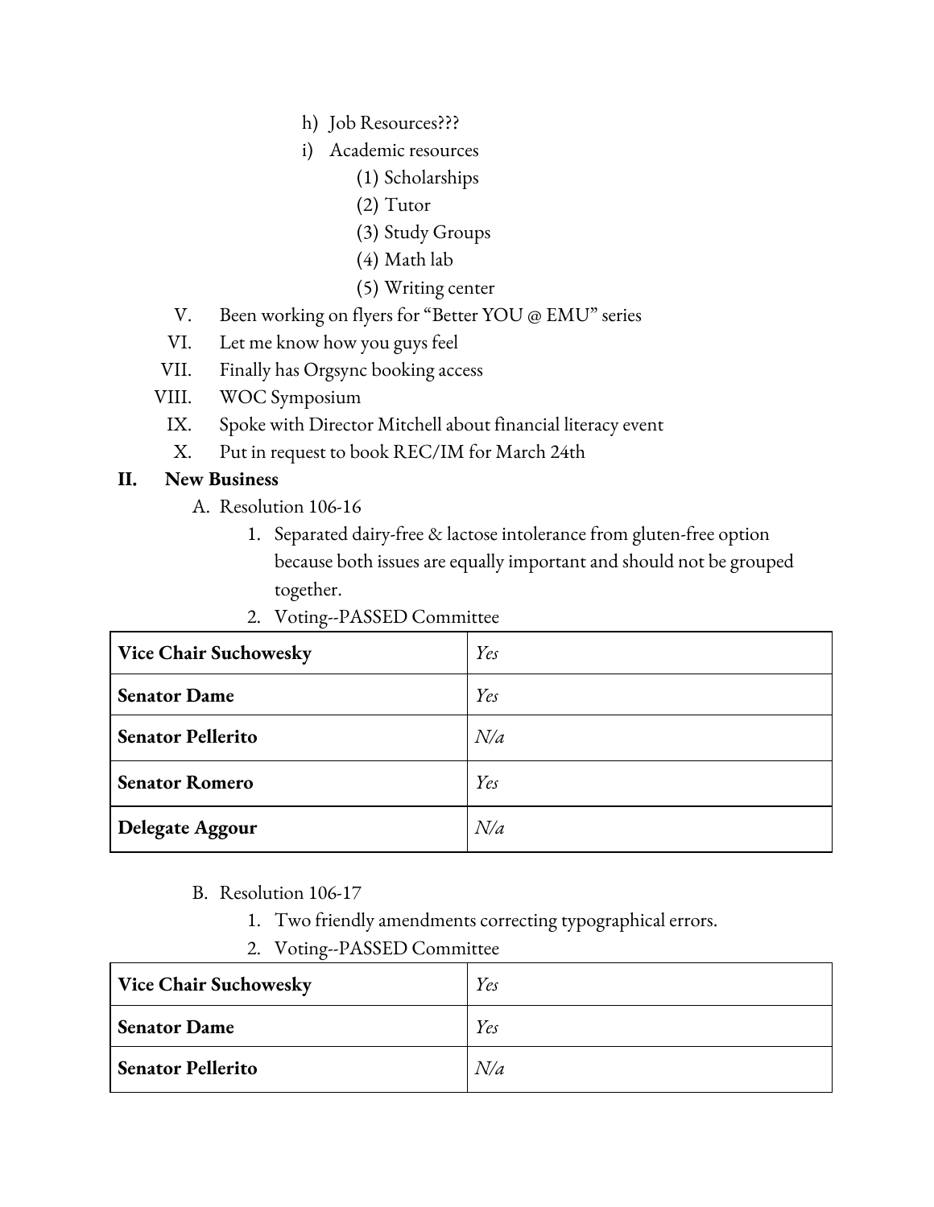h) Job Resources???

i) Academic resources

(1) Scholarships

(2) Tutor

(3) Study Groups

(4) Math lab

(5) Writing center

V. Been working on flyers for "Better YOU @ EMU" series

VI. Let me know how you guys feel

VII. Finally has Orgsync booking access

VIII. WOC Symposium

IX. Spoke with Director Mitchell about financial literacy event

X. Put in request to book REC/IM for March 24th

## II. New Business

A. Resolution 106-16

1. Separated dairy-free & lactose intolerance from gluten-free option because both issues are equally important and should not be grouped together.
2. Voting--PASSED Committee

| | |
|---|---|
| **Vice Chair Suchowesky** | *Yes* |
| **Senator Dame** | *Yes* |
| **Senator Pellerito** | *N/a* |
| **Senator Romero** | *Yes* |
| **Delegate Aggour** | *N/a* |

B. Resolution 106-17

1. Two friendly amendments correcting typographical errors.
2. Voting--PASSED Committee

| | |
|---|---|
| **Vice Chair Suchowesky** | *Yes* |
| **Senator Dame** | *Yes* |
| **Senator Pellerito** | *N/a* |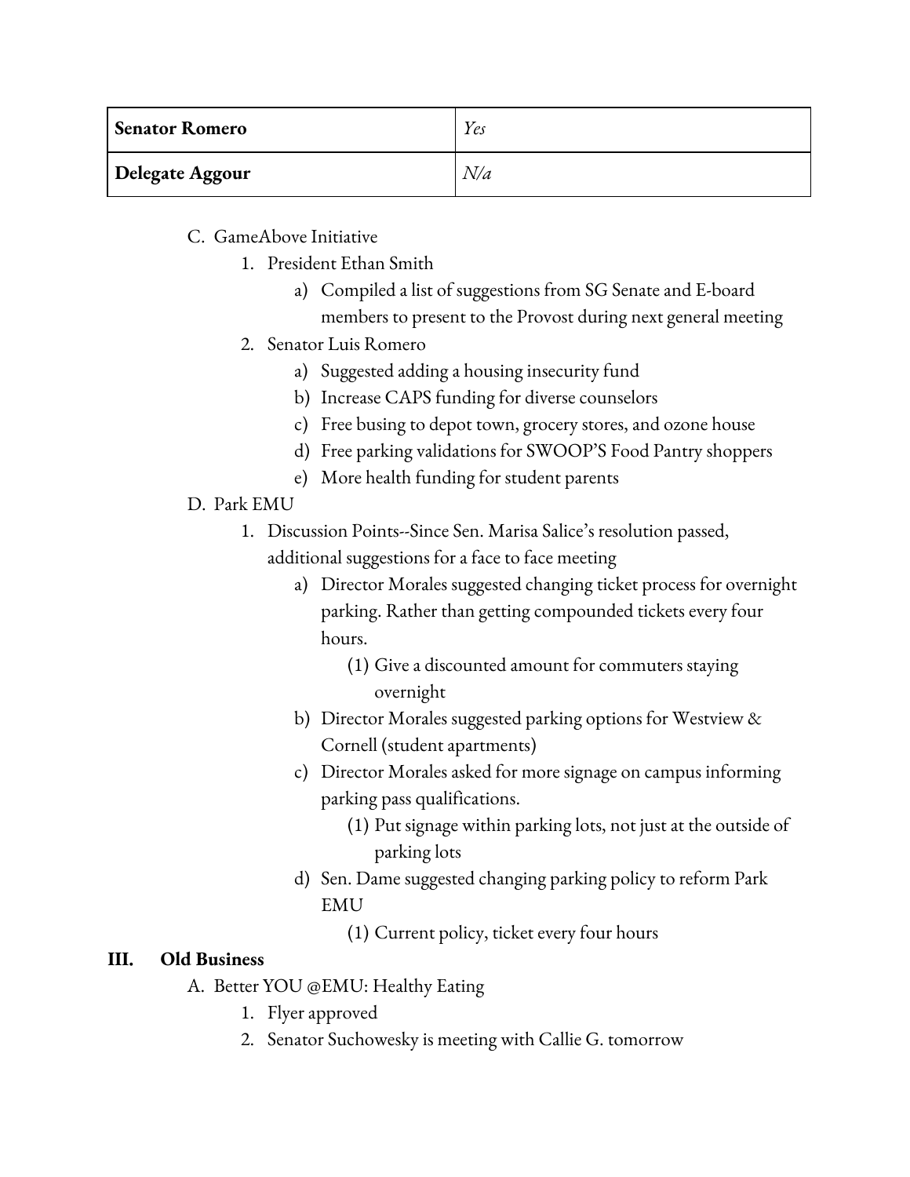| **Senator Romero** | *Yes* |
| --- | --- |
| **Delegate Aggour** | *N/a* |

- C. GameAbove Initiative
    1. President Ethan Smith
        - a) Compiled a list of suggestions from SG Senate and E-board members to present to the Provost during next general meeting
    2. Senator Luis Romero
        - a) Suggested adding a housing insecurity fund
        - b) Increase CAPS funding for diverse counselors
        - c) Free busing to depot town, grocery stores, and ozone house
        - d) Free parking validations for SWOOP'S Food Pantry shoppers
        - e) More health funding for student parents
- D. Park EMU
    1. Discussion Points--Since Sen. Marisa Salice's resolution passed, additional suggestions for a face to face meeting
        - a) Director Morales suggested changing ticket process for overnight parking. Rather than getting compounded tickets every four hours.
            - (1) Give a discounted amount for commuters staying overnight
        - b) Director Morales suggested parking options for Westview & Cornell (student apartments)
        - c) Director Morales asked for more signage on campus informing parking pass qualifications.
            - (1) Put signage within parking lots, not just at the outside of parking lots
        - d) Sen. Dame suggested changing parking policy to reform Park EMU
            - (1) Current policy, ticket every four hours

## III. Old Business

- A. Better YOU @EMU: Healthy Eating
    1. Flyer approved
    2. Senator Suchowesky is meeting with Callie G. tomorrow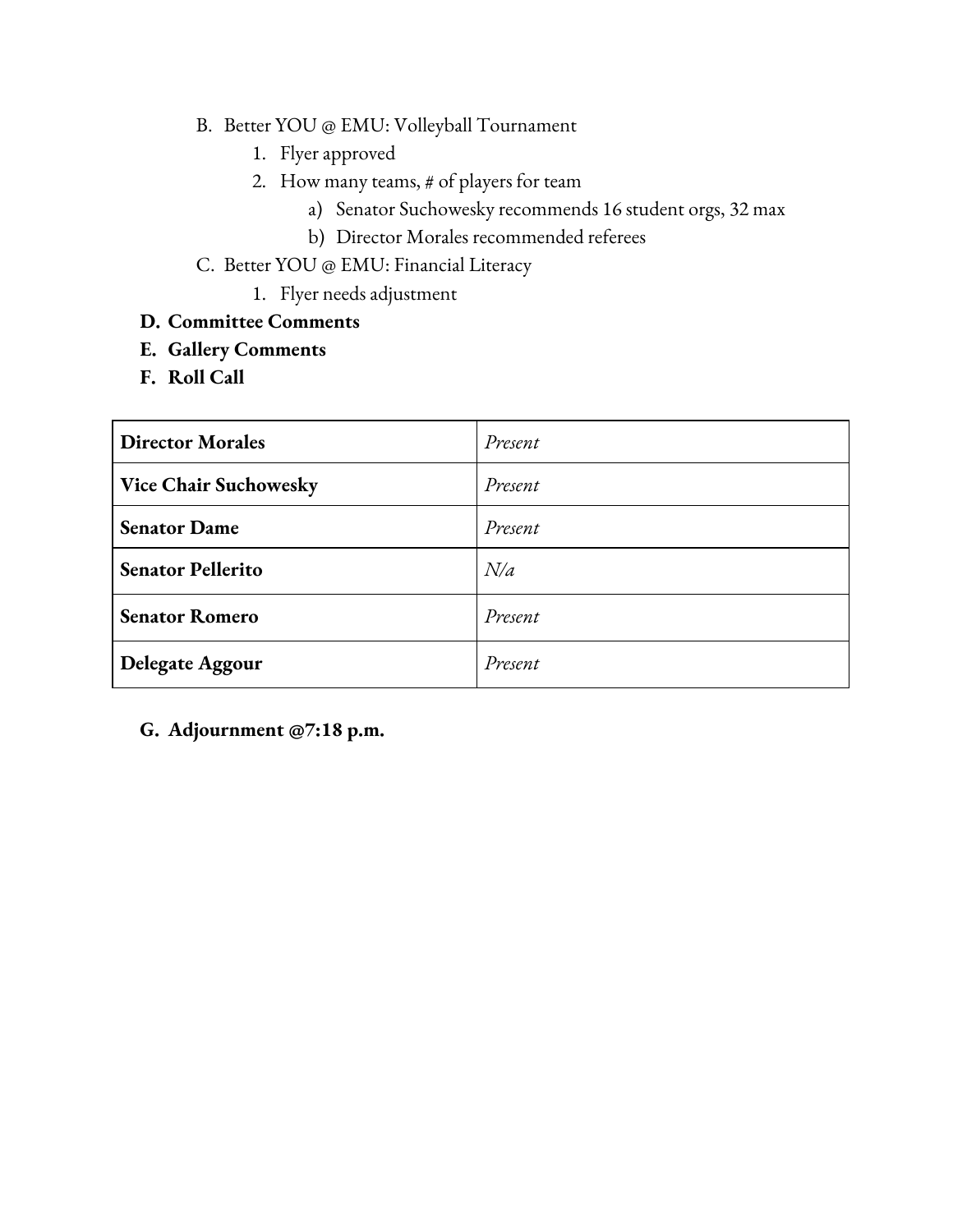B. Better YOU @ EMU: Volleyball Tournament
    1. Flyer approved
    2. How many teams, # of players for team
        a) Senator Suchowesky recommends 16 student orgs, 32 max
        b) Director Morales recommended referees

C. Better YOU @ EMU: Financial Literacy
    1. Flyer needs adjustment

**D. Committee Comments**

**E. Gallery Comments**

**F. Roll Call**

| | |
|---|---|
| **Director Morales** | *Present* |
| **Vice Chair Suchowesky** | *Present* |
| **Senator Dame** | *Present* |
| **Senator Pellerito** | *N/a* |
| **Senator Romero** | *Present* |
| **Delegate Aggour** | *Present* |

**G. Adjournment @7:18 p.m.**